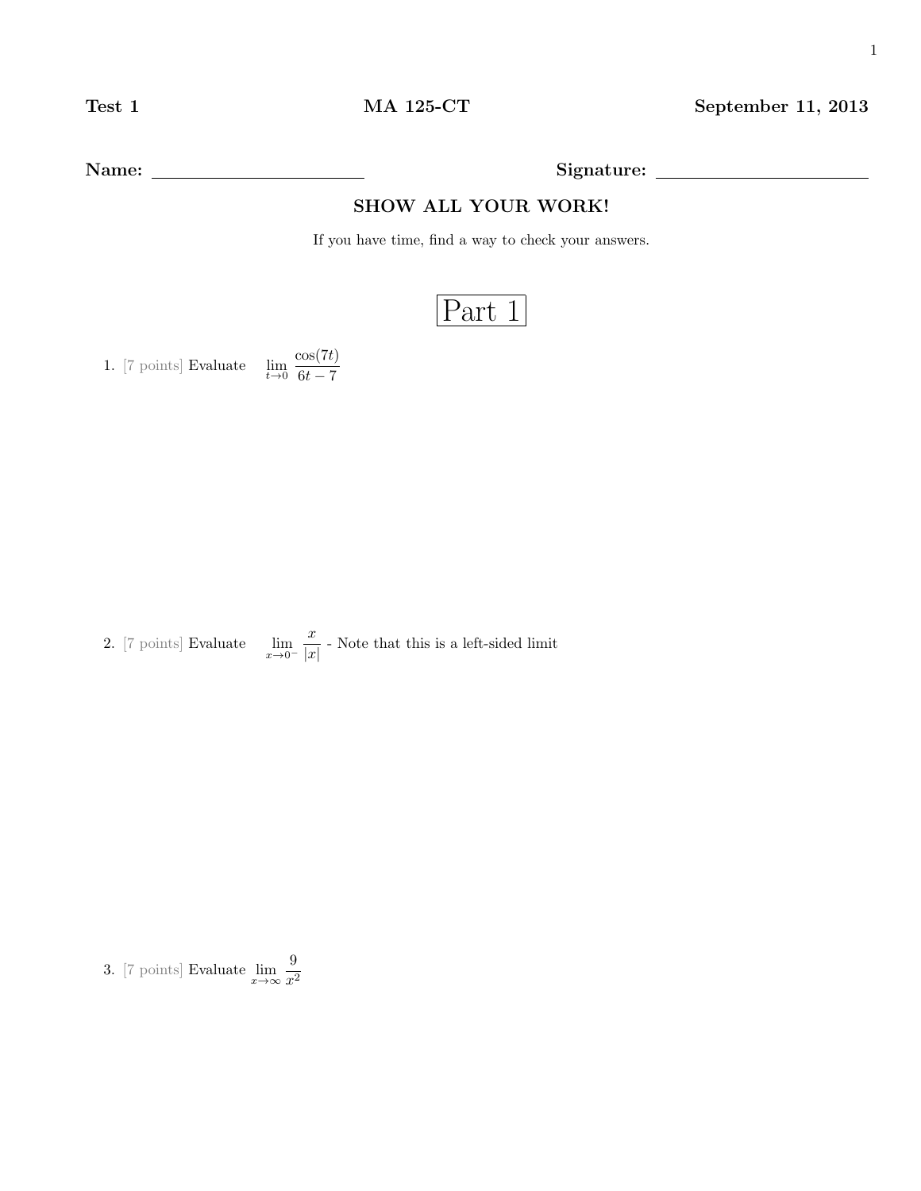**Test 1** **MA 125-CT** **September 11, 2013**

**Name:** ______________________ **Signature:** ______________________

**SHOW ALL YOUR WORK!**

If you have time, find a way to check your answers.

# Part 1

1. [7 points] Evaluate $\lim_{t \to 0} \frac{\cos(7t)}{6t - 7}$

2. [7 points] Evaluate $\lim_{x \to 0^-} \frac{x}{|x|}$ - Note that this is a left-sided limit

3. [7 points] Evaluate $\lim_{x \to \infty} \frac{9}{x^2}$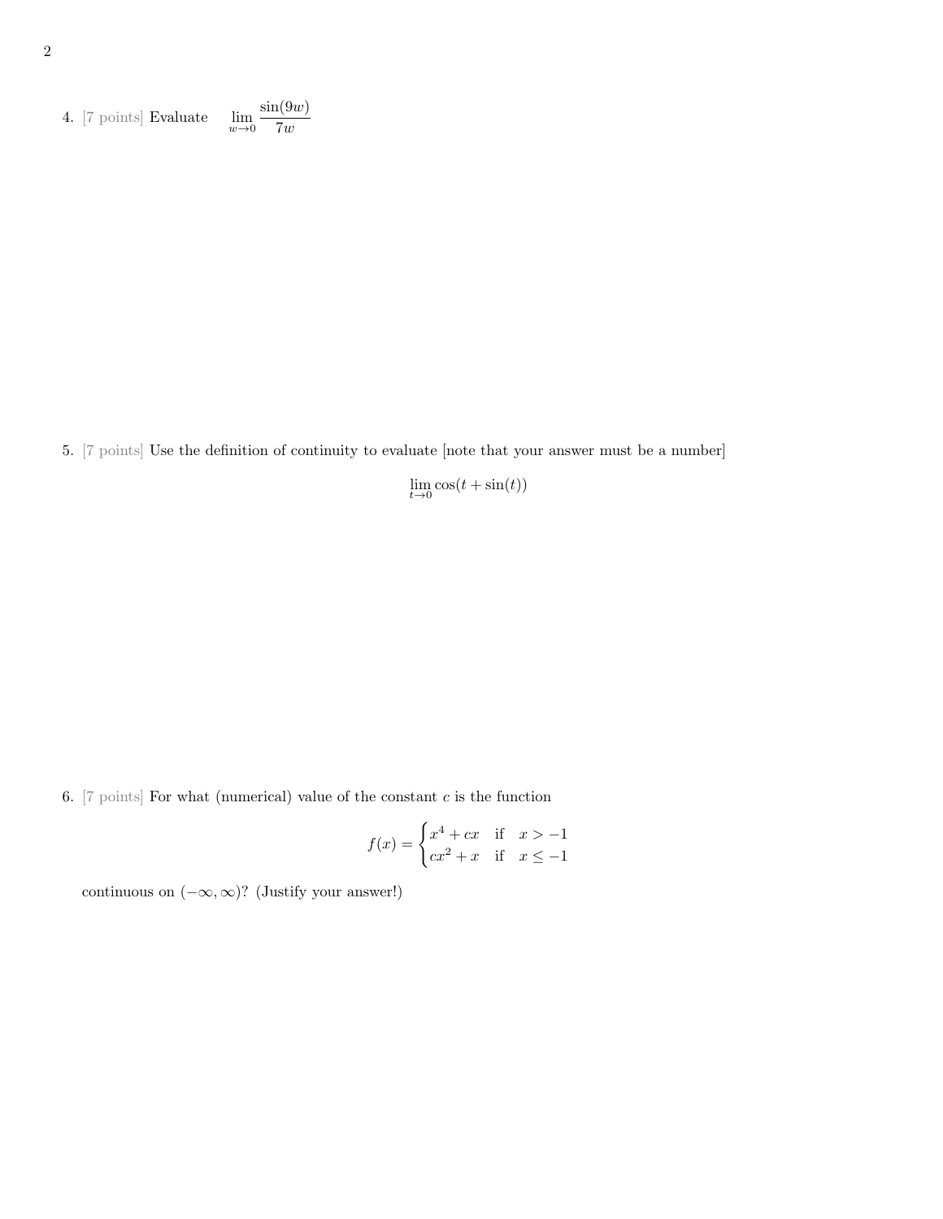4. [7 points] Evaluate $\displaystyle \lim_{w \to 0} \frac{\sin(9w)}{7w}$

5. [7 points] Use the definition of continuity to evaluate [note that your answer must be a number]

$$\lim_{t \to 0} \cos(t + \sin(t))$$

6. [7 points] For what (numerical) value of the constant $c$ is the function

$$f(x) = \begin{cases} x^4 + cx & \text{if} \quad x > -1 \\ cx^2 + x & \text{if} \quad x \leq -1 \end{cases}$$

continuous on $(-\infty, \infty)$? (Justify your answer!)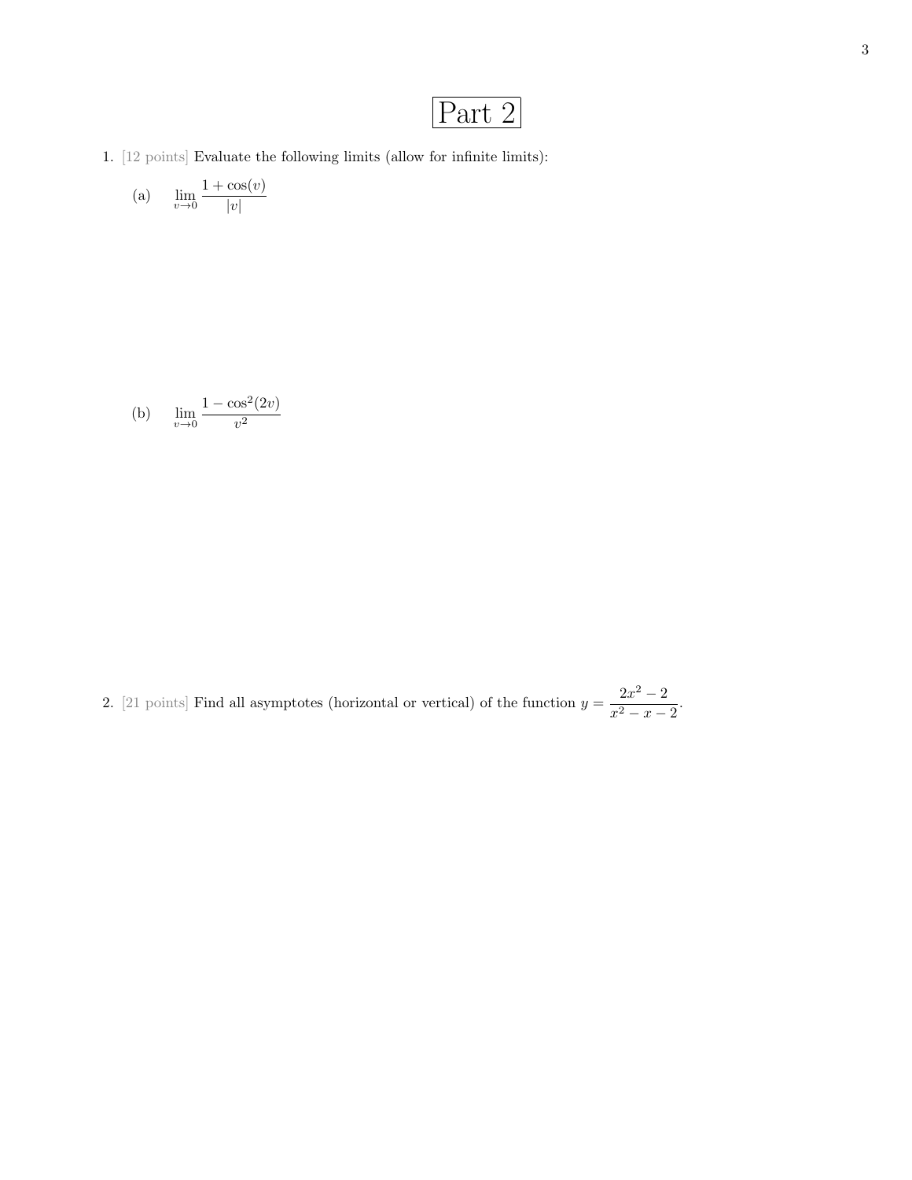# Part 2

1. [12 points] Evaluate the following limits (allow for infinite limits):

   (a) $\displaystyle \lim_{v \to 0} \frac{1 + \cos(v)}{|v|}$

   (b) $\displaystyle \lim_{v \to 0} \frac{1 - \cos^2(2v)}{v^2}$

2. [21 points] Find all asymptotes (horizontal or vertical) of the function $y = \dfrac{2x^2 - 2}{x^2 - x - 2}$.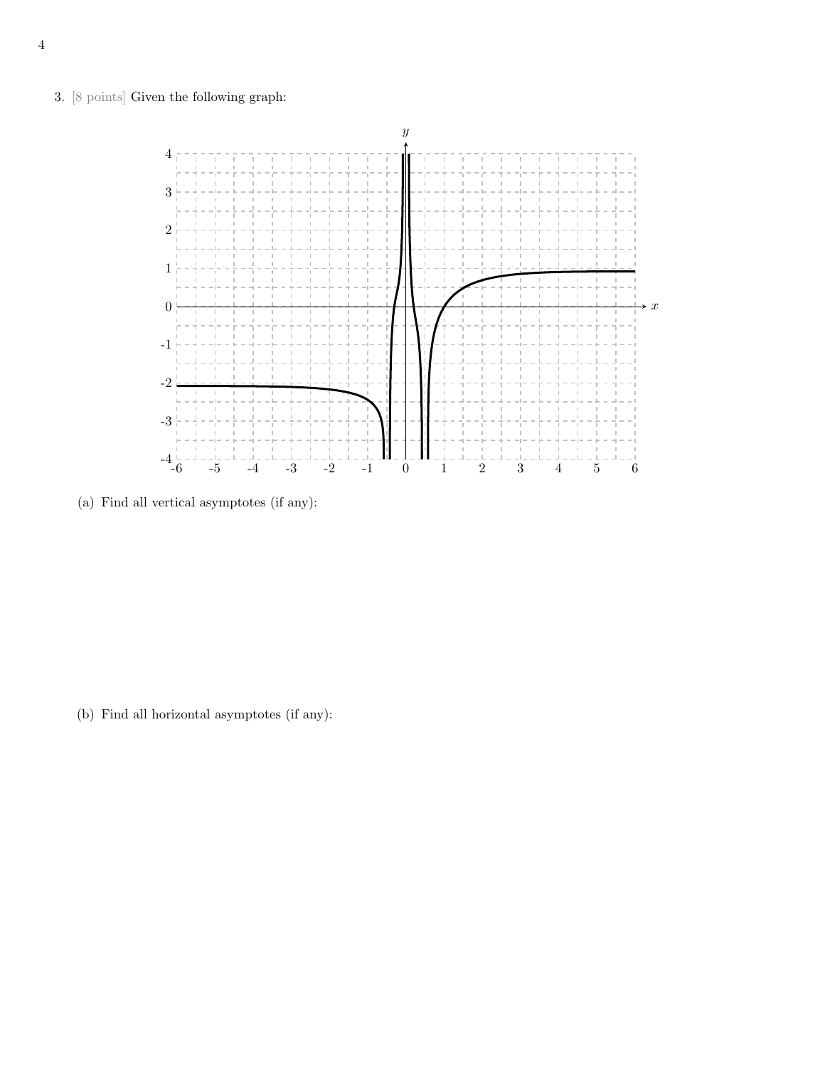3. [8 points] Given the following graph:

(a) Find all vertical asymptotes (if any):

(b) Find all horizontal asymptotes (if any):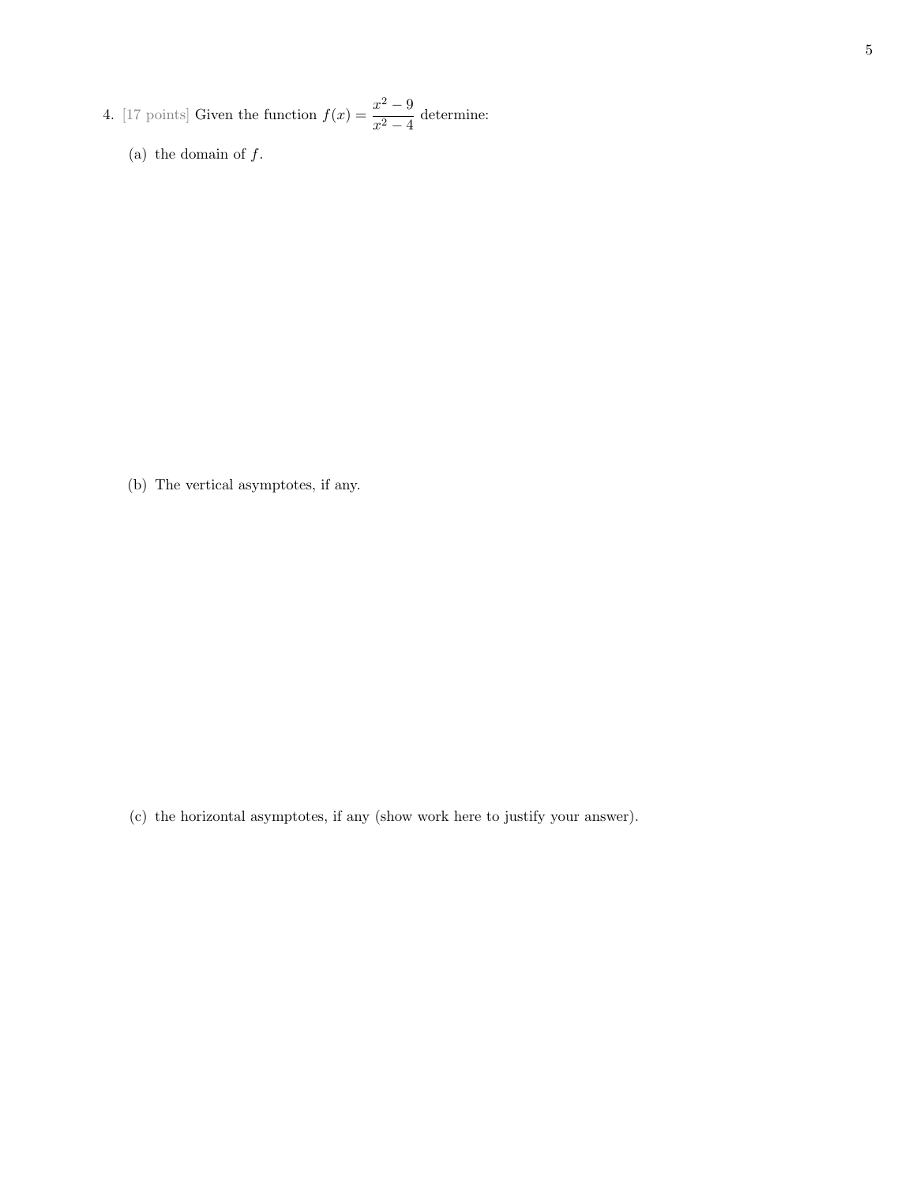4. [17 points] Given the function $f(x) = \dfrac{x^2 - 9}{x^2 - 4}$ determine:

(a) the domain of $f$.

(b) The vertical asymptotes, if any.

(c) the horizontal asymptotes, if any (show work here to justify your answer).